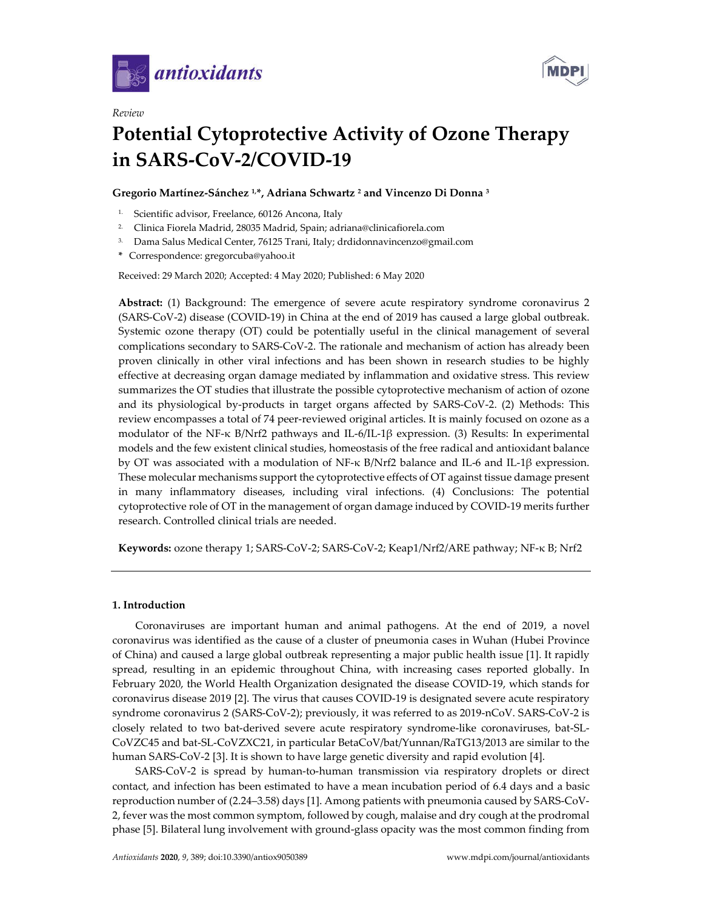*Review*

# Potential Cytoprotective Activity of Ozone Therapy in SARS-CoV-2/COVID-19

**Gregorio Martínez-Sánchez [1,*], Adriana Schwartz [2] and Vincenzo Di Donna [3]**

1. Scientific advisor, Freelance, 60126 Ancona, Italy
2. Clinica Fiorela Madrid, 28035 Madrid, Spain; adriana@clinicafiorela.com
3. Dama Salus Medical Center, 76125 Trani, Italy; drdidonnavincenzo@gmail.com

\* Correspondence: gregorcuba@yahoo.it

Received: 29 March 2020; Accepted: 4 May 2020; Published: 6 May 2020

**Abstract:** (1) Background: The emergence of severe acute respiratory syndrome coronavirus 2 (SARS-CoV-2) disease (COVID-19) in China at the end of 2019 has caused a large global outbreak. Systemic ozone therapy (OT) could be potentially useful in the clinical management of several complications secondary to SARS-CoV-2. The rationale and mechanism of action has already been proven clinically in other viral infections and has been shown in research studies to be highly effective at decreasing organ damage mediated by inflammation and oxidative stress. This review summarizes the OT studies that illustrate the possible cytoprotective mechanism of action of ozone and its physiological by-products in target organs affected by SARS-CoV-2. (2) Methods: This review encompasses a total of 74 peer-reviewed original articles. It is mainly focused on ozone as a modulator of the NF-κ B/Nrf2 pathways and IL-6/IL-1β expression. (3) Results: In experimental models and the few existent clinical studies, homeostasis of the free radical and antioxidant balance by OT was associated with a modulation of NF-κ B/Nrf2 balance and IL-6 and IL-1β expression. These molecular mechanisms support the cytoprotective effects of OT against tissue damage present in many inflammatory diseases, including viral infections. (4) Conclusions: The potential cytoprotective role of OT in the management of organ damage induced by COVID-19 merits further research. Controlled clinical trials are needed.

**Keywords:** ozone therapy 1; SARS-CoV-2; SARS-CoV-2; Keap1/Nrf2/ARE pathway; NF-κ B; Nrf2

## 1. Introduction

Coronaviruses are important human and animal pathogens. At the end of 2019, a novel coronavirus was identified as the cause of a cluster of pneumonia cases in Wuhan (Hubei Province of China) and caused a large global outbreak representing a major public health issue [1]. It rapidly spread, resulting in an epidemic throughout China, with increasing cases reported globally. In February 2020, the World Health Organization designated the disease COVID-19, which stands for coronavirus disease 2019 [2]. The virus that causes COVID-19 is designated severe acute respiratory syndrome coronavirus 2 (SARS-CoV-2); previously, it was referred to as 2019-nCoV. SARS-CoV-2 is closely related to two bat-derived severe acute respiratory syndrome-like coronaviruses, bat-SL-CoVZC45 and bat-SL-CoVZXC21, in particular BetaCoV/bat/Yunnan/RaTG13/2013 are similar to the human SARS-CoV-2 [3]. It is shown to have large genetic diversity and rapid evolution [4].

SARS-CoV-2 is spread by human-to-human transmission via respiratory droplets or direct contact, and infection has been estimated to have a mean incubation period of 6.4 days and a basic reproduction number of (2.24–3.58) days [1]. Among patients with pneumonia caused by SARS-CoV-2, fever was the most common symptom, followed by cough, malaise and dry cough at the prodromal phase [5]. Bilateral lung involvement with ground-glass opacity was the most common finding from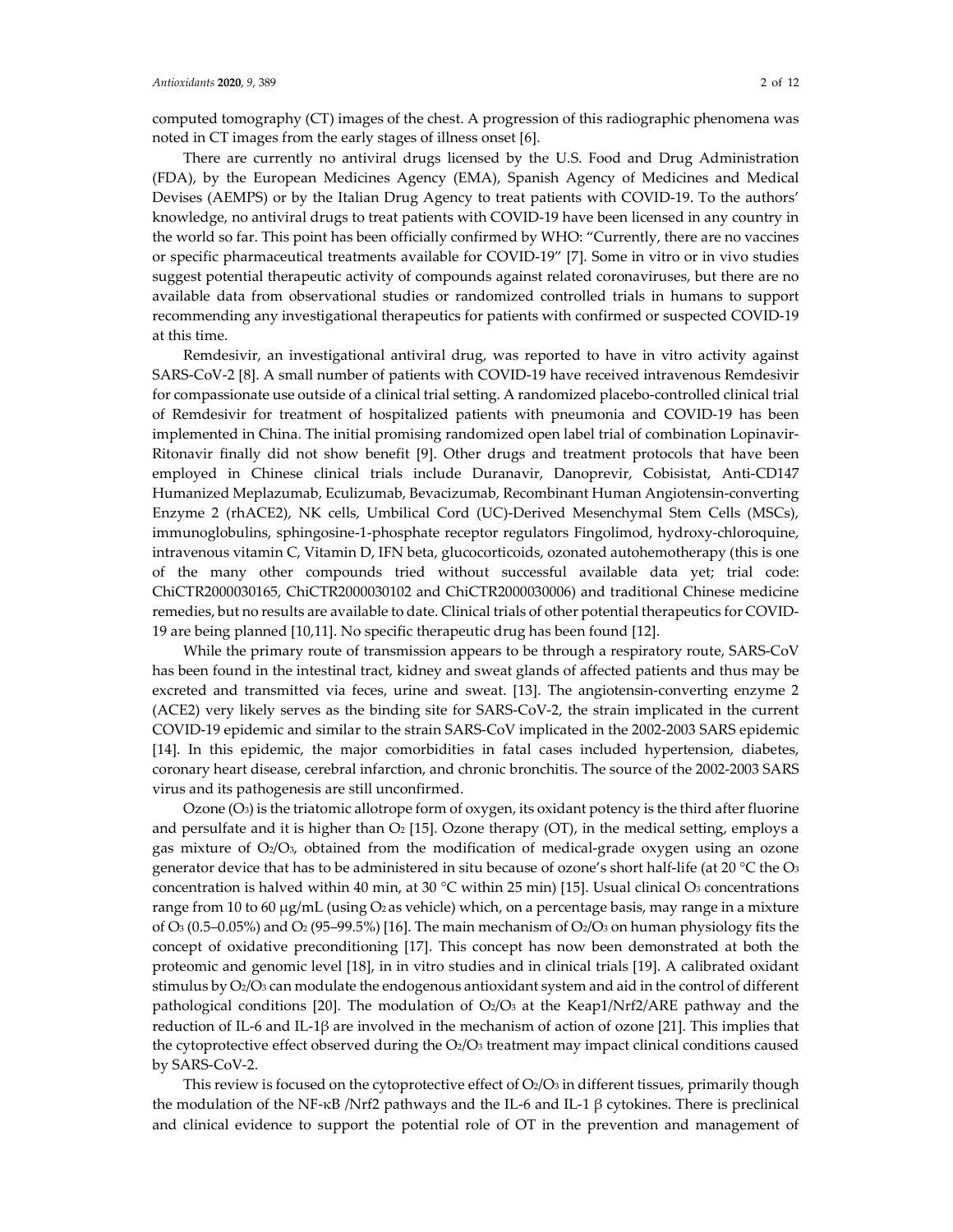computed tomography (CT) images of the chest. A progression of this radiographic phenomena was noted in CT images from the early stages of illness onset [6].

There are currently no antiviral drugs licensed by the U.S. Food and Drug Administration (FDA), by the European Medicines Agency (EMA), Spanish Agency of Medicines and Medical Devises (AEMPS) or by the Italian Drug Agency to treat patients with COVID-19. To the authors' knowledge, no antiviral drugs to treat patients with COVID-19 have been licensed in any country in the world so far. This point has been officially confirmed by WHO: "Currently, there are no vaccines or specific pharmaceutical treatments available for COVID-19" [7]. Some in vitro or in vivo studies suggest potential therapeutic activity of compounds against related coronaviruses, but there are no available data from observational studies or randomized controlled trials in humans to support recommending any investigational therapeutics for patients with confirmed or suspected COVID-19 at this time.

Remdesivir, an investigational antiviral drug, was reported to have in vitro activity against SARS-CoV-2 [8]. A small number of patients with COVID-19 have received intravenous Remdesivir for compassionate use outside of a clinical trial setting. A randomized placebo-controlled clinical trial of Remdesivir for treatment of hospitalized patients with pneumonia and COVID-19 has been implemented in China. The initial promising randomized open label trial of combination Lopinavir-Ritonavir finally did not show benefit [9]. Other drugs and treatment protocols that have been employed in Chinese clinical trials include Duranavir, Danoprevir, Cobisistat, Anti-CD147 Humanized Meplazumab, Eculizumab, Bevacizumab, Recombinant Human Angiotensin-converting Enzyme 2 (rhACE2), NK cells, Umbilical Cord (UC)-Derived Mesenchymal Stem Cells (MSCs), immunoglobulins, sphingosine-1-phosphate receptor regulators Fingolimod, hydroxy-chloroquine, intravenous vitamin C, Vitamin D, IFN beta, glucocorticoids, ozonated autohemotherapy (this is one of the many other compounds tried without successful available data yet; trial code: ChiCTR2000030165, ChiCTR2000030102 and ChiCTR2000030006) and traditional Chinese medicine remedies, but no results are available to date. Clinical trials of other potential therapeutics for COVID-19 are being planned [10,11]. No specific therapeutic drug has been found [12].

While the primary route of transmission appears to be through a respiratory route, SARS-CoV has been found in the intestinal tract, kidney and sweat glands of affected patients and thus may be excreted and transmitted via feces, urine and sweat. [13]. The angiotensin-converting enzyme 2 (ACE2) very likely serves as the binding site for SARS-CoV-2, the strain implicated in the current COVID-19 epidemic and similar to the strain SARS-CoV implicated in the 2002-2003 SARS epidemic [14]. In this epidemic, the major comorbidities in fatal cases included hypertension, diabetes, coronary heart disease, cerebral infarction, and chronic bronchitis. The source of the 2002-2003 SARS virus and its pathogenesis are still unconfirmed.

Ozone ($O_3$) is the triatomic allotrope form of oxygen, its oxidant potency is the third after fluorine and persulfate and it is higher than $O_2$ [15]. Ozone therapy (OT), in the medical setting, employs a gas mixture of $O_2/O_3$, obtained from the modification of medical-grade oxygen using an ozone generator device that has to be administered in situ because of ozone's short half-life (at 20 °C the $O_3$ concentration is halved within 40 min, at 30 °C within 25 min) [15]. Usual clinical $O_3$ concentrations range from 10 to 60 μg/mL (using $O_2$ as vehicle) which, on a percentage basis, may range in a mixture of $O_3$ (0.5–0.05%) and $O_2$ (95–99.5%) [16]. The main mechanism of $O_2/O_3$ on human physiology fits the concept of oxidative preconditioning [17]. This concept has now been demonstrated at both the proteomic and genomic level [18], in in vitro studies and in clinical trials [19]. A calibrated oxidant stimulus by $O_2/O_3$ can modulate the endogenous antioxidant system and aid in the control of different pathological conditions [20]. The modulation of $O_2/O_3$ at the Keap1/Nrf2/ARE pathway and the reduction of IL-6 and IL-1β are involved in the mechanism of action of ozone [21]. This implies that the cytoprotective effect observed during the $O_2/O_3$ treatment may impact clinical conditions caused by SARS-CoV-2.

This review is focused on the cytoprotective effect of $O_2/O_3$ in different tissues, primarily though the modulation of the NF-κB /Nrf2 pathways and the IL-6 and IL-1 β cytokines. There is preclinical and clinical evidence to support the potential role of OT in the prevention and management of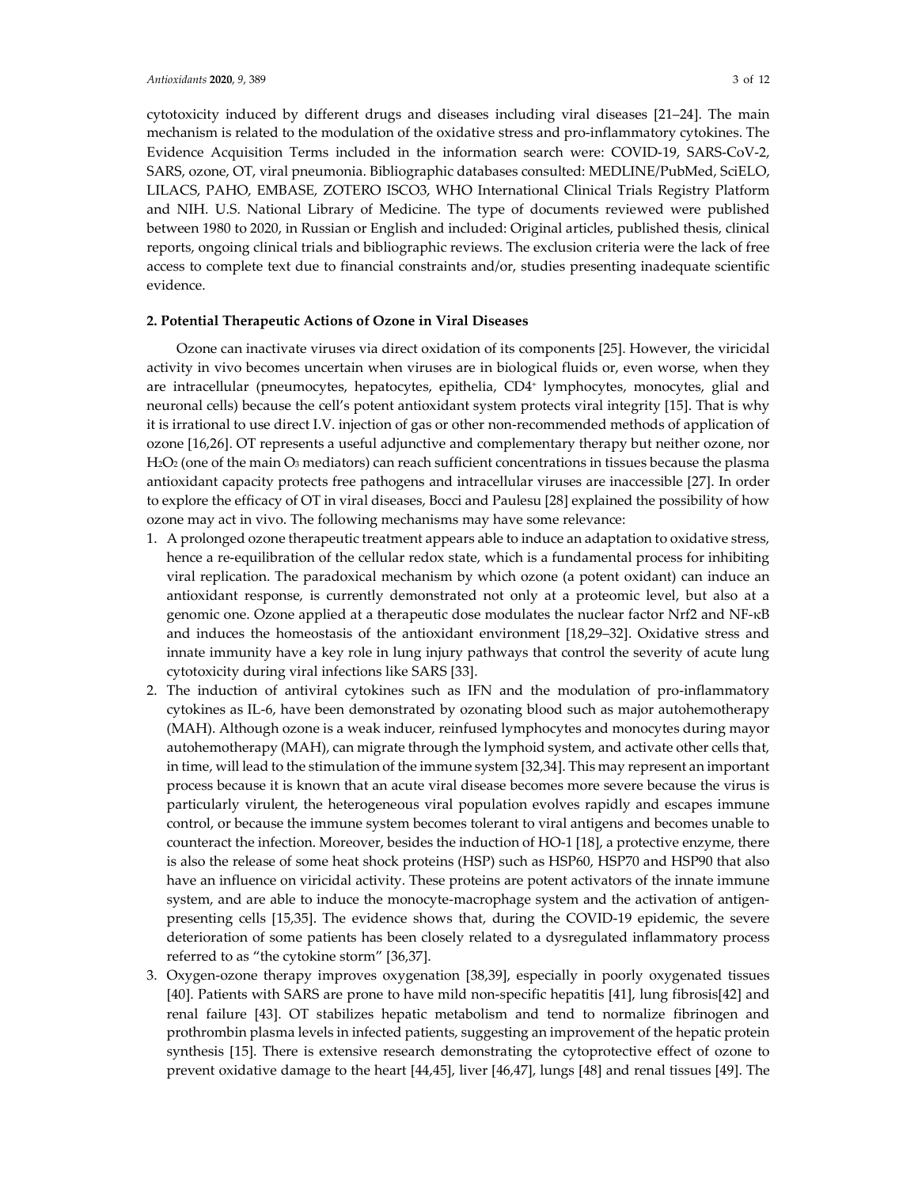cytotoxicity induced by different drugs and diseases including viral diseases [21–24]. The main mechanism is related to the modulation of the oxidative stress and pro-inflammatory cytokines. The Evidence Acquisition Terms included in the information search were: COVID-19, SARS-CoV-2, SARS, ozone, OT, viral pneumonia. Bibliographic databases consulted: MEDLINE/PubMed, SciELO, LILACS, PAHO, EMBASE, ZOTERO ISCO3, WHO International Clinical Trials Registry Platform and NIH. U.S. National Library of Medicine. The type of documents reviewed were published between 1980 to 2020, in Russian or English and included: Original articles, published thesis, clinical reports, ongoing clinical trials and bibliographic reviews. The exclusion criteria were the lack of free access to complete text due to financial constraints and/or, studies presenting inadequate scientific evidence.

## 2. Potential Therapeutic Actions of Ozone in Viral Diseases

Ozone can inactivate viruses via direct oxidation of its components [25]. However, the viricidal activity in vivo becomes uncertain when viruses are in biological fluids or, even worse, when they are intracellular (pneumocytes, hepatocytes, epithelia, $CD4^+$ lymphocytes, monocytes, glial and neuronal cells) because the cell's potent antioxidant system protects viral integrity [15]. That is why it is irrational to use direct I.V. injection of gas or other non-recommended methods of application of ozone [16,26]. OT represents a useful adjunctive and complementary therapy but neither ozone, nor $H_2O_2$ (one of the main $O_3$ mediators) can reach sufficient concentrations in tissues because the plasma antioxidant capacity protects free pathogens and intracellular viruses are inaccessible [27]. In order to explore the efficacy of OT in viral diseases, Bocci and Paulesu [28] explained the possibility of how ozone may act in vivo. The following mechanisms may have some relevance:

1. A prolonged ozone therapeutic treatment appears able to induce an adaptation to oxidative stress, hence a re-equilibration of the cellular redox state, which is a fundamental process for inhibiting viral replication. The paradoxical mechanism by which ozone (a potent oxidant) can induce an antioxidant response, is currently demonstrated not only at a proteomic level, but also at a genomic one. Ozone applied at a therapeutic dose modulates the nuclear factor Nrf2 and NF-κB and induces the homeostasis of the antioxidant environment [18,29–32]. Oxidative stress and innate immunity have a key role in lung injury pathways that control the severity of acute lung cytotoxicity during viral infections like SARS [33].
2. The induction of antiviral cytokines such as IFN and the modulation of pro-inflammatory cytokines as IL-6, have been demonstrated by ozonating blood such as major autohemotherapy (MAH). Although ozone is a weak inducer, reinfused lymphocytes and monocytes during mayor autohemotherapy (MAH), can migrate through the lymphoid system, and activate other cells that, in time, will lead to the stimulation of the immune system [32,34]. This may represent an important process because it is known that an acute viral disease becomes more severe because the virus is particularly virulent, the heterogeneous viral population evolves rapidly and escapes immune control, or because the immune system becomes tolerant to viral antigens and becomes unable to counteract the infection. Moreover, besides the induction of HO-1 [18], a protective enzyme, there is also the release of some heat shock proteins (HSP) such as HSP60, HSP70 and HSP90 that also have an influence on viricidal activity. These proteins are potent activators of the innate immune system, and are able to induce the monocyte-macrophage system and the activation of antigen-presenting cells [15,35]. The evidence shows that, during the COVID-19 epidemic, the severe deterioration of some patients has been closely related to a dysregulated inflammatory process referred to as "the cytokine storm" [36,37].
3. Oxygen-ozone therapy improves oxygenation [38,39], especially in poorly oxygenated tissues [40]. Patients with SARS are prone to have mild non-specific hepatitis [41], lung fibrosis[42] and renal failure [43]. OT stabilizes hepatic metabolism and tend to normalize fibrinogen and prothrombin plasma levels in infected patients, suggesting an improvement of the hepatic protein synthesis [15]. There is extensive research demonstrating the cytoprotective effect of ozone to prevent oxidative damage to the heart [44,45], liver [46,47], lungs [48] and renal tissues [49]. The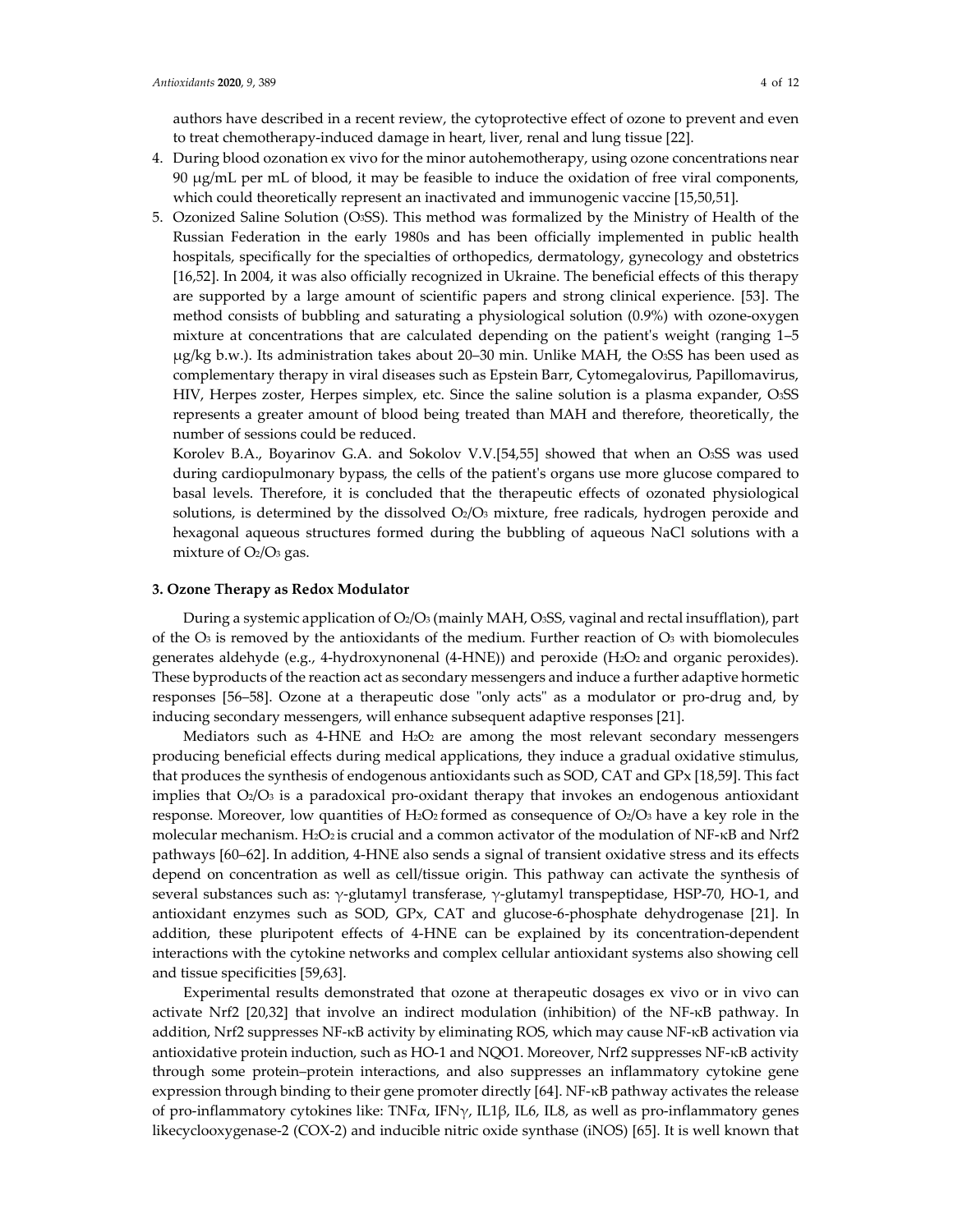authors have described in a recent review, the cytoprotective effect of ozone to prevent and even to treat chemotherapy-induced damage in heart, liver, renal and lung tissue [22].

4. During blood ozonation ex vivo for the minor autohemotherapy, using ozone concentrations near 90 μg/mL per mL of blood, it may be feasible to induce the oxidation of free viral components, which could theoretically represent an inactivated and immunogenic vaccine [15,50,51].
5. Ozonized Saline Solution ($O_3SS$). This method was formalized by the Ministry of Health of the Russian Federation in the early 1980s and has been officially implemented in public health hospitals, specifically for the specialties of orthopedics, dermatology, gynecology and obstetrics [16,52]. In 2004, it was also officially recognized in Ukraine. The beneficial effects of this therapy are supported by a large amount of scientific papers and strong clinical experience. [53]. The method consists of bubbling and saturating a physiological solution (0.9%) with ozone-oxygen mixture at concentrations that are calculated depending on the patient's weight (ranging 1–5 μg/kg b.w.). Its administration takes about 20–30 min. Unlike MAH, the $O_3SS$ has been used as complementary therapy in viral diseases such as Epstein Barr, Cytomegalovirus, Papillomavirus, HIV, Herpes zoster, Herpes simplex, etc. Since the saline solution is a plasma expander, $O_3SS$ represents a greater amount of blood being treated than MAH and therefore, theoretically, the number of sessions could be reduced.

   Korolev B.A., Boyarinov G.A. and Sokolov V.V.[54,55] showed that when an $O_3SS$ was used during cardiopulmonary bypass, the cells of the patient's organs use more glucose compared to basal levels. Therefore, it is concluded that the therapeutic effects of ozonated physiological solutions, is determined by the dissolved $O_2/O_3$ mixture, free radicals, hydrogen peroxide and hexagonal aqueous structures formed during the bubbling of aqueous NaCl solutions with a mixture of $O_2/O_3$ gas.

## 3. Ozone Therapy as Redox Modulator

During a systemic application of $O_2/O_3$ (mainly MAH, $O_3SS$, vaginal and rectal insufflation), part of the $O_3$ is removed by the antioxidants of the medium. Further reaction of $O_3$ with biomolecules generates aldehyde (e.g., 4-hydroxynonenal (4-HNE)) and peroxide ($H_2O_2$ and organic peroxides). These byproducts of the reaction act as secondary messengers and induce a further adaptive hormetic responses [56–58]. Ozone at a therapeutic dose "only acts" as a modulator or pro-drug and, by inducing secondary messengers, will enhance subsequent adaptive responses [21].

Mediators such as 4-HNE and $H_2O_2$ are among the most relevant secondary messengers producing beneficial effects during medical applications, they induce a gradual oxidative stimulus, that produces the synthesis of endogenous antioxidants such as SOD, CAT and GPx [18,59]. This fact implies that $O_2/O_3$ is a paradoxical pro-oxidant therapy that invokes an endogenous antioxidant response. Moreover, low quantities of $H_2O_2$ formed as consequence of $O_2/O_3$ have a key role in the molecular mechanism. $H_2O_2$ is crucial and a common activator of the modulation of NF-κB and Nrf2 pathways [60–62]. In addition, 4-HNE also sends a signal of transient oxidative stress and its effects depend on concentration as well as cell/tissue origin. This pathway can activate the synthesis of several substances such as: γ-glutamyl transferase, γ-glutamyl transpeptidase, HSP-70, HO-1, and antioxidant enzymes such as SOD, GPx, CAT and glucose-6-phosphate dehydrogenase [21]. In addition, these pluripotent effects of 4-HNE can be explained by its concentration-dependent interactions with the cytokine networks and complex cellular antioxidant systems also showing cell and tissue specificities [59,63].

Experimental results demonstrated that ozone at therapeutic dosages ex vivo or in vivo can activate Nrf2 [20,32] that involve an indirect modulation (inhibition) of the NF-κB pathway. In addition, Nrf2 suppresses NF-κB activity by eliminating ROS, which may cause NF-κB activation via antioxidative protein induction, such as HO-1 and NQO1. Moreover, Nrf2 suppresses NF-κB activity through some protein–protein interactions, and also suppresses an inflammatory cytokine gene expression through binding to their gene promoter directly [64]. NF-κB pathway activates the release of pro-inflammatory cytokines like: TNFα, IFNγ, IL1β, IL6, IL8, as well as pro-inflammatory genes likecyclooxygenase-2 (COX-2) and inducible nitric oxide synthase (iNOS) [65]. It is well known that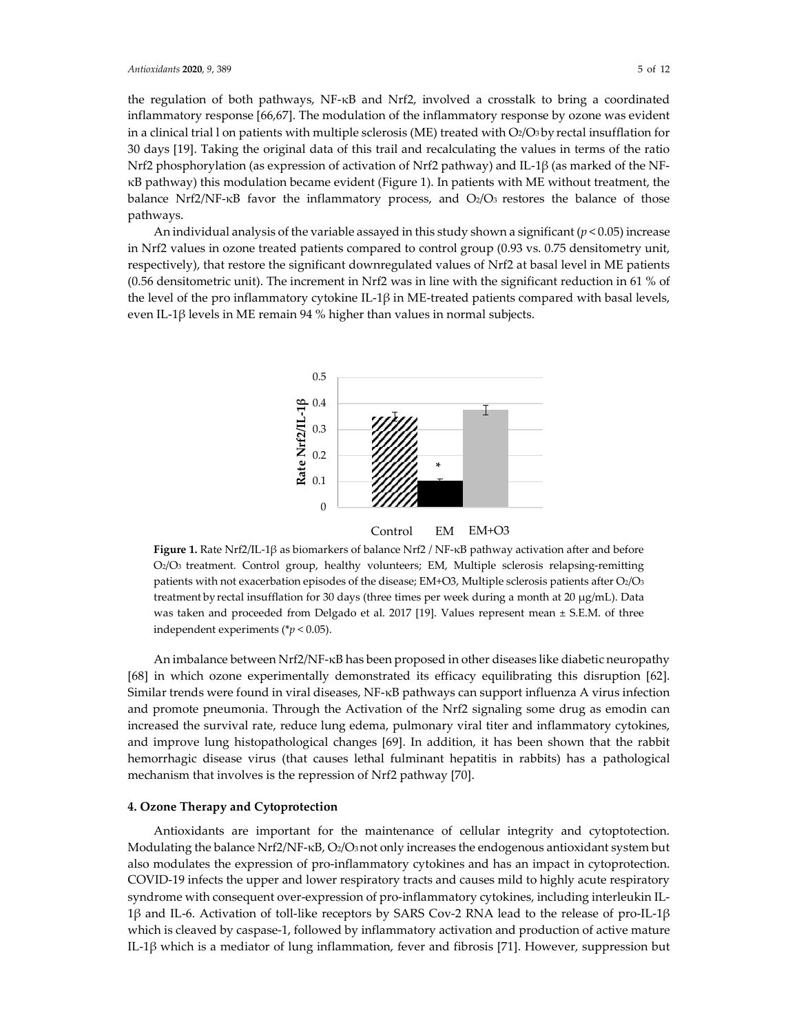the regulation of both pathways, NF-κB and Nrf2, involved a crosstalk to bring a coordinated inflammatory response [66,67]. The modulation of the inflammatory response by ozone was evident in a clinical trial l on patients with multiple sclerosis (ME) treated with $O_2/O_3$ by rectal insufflation for 30 days [19]. Taking the original data of this trail and recalculating the values in terms of the ratio Nrf2 phosphorylation (as expression of activation of Nrf2 pathway) and IL-1β (as marked of the NF-κB pathway) this modulation became evident (Figure 1). In patients with ME without treatment, the balance Nrf2/NF-κB favor the inflammatory process, and $O_2/O_3$ restores the balance of those pathways.

An individual analysis of the variable assayed in this study shown a significant ($p < 0.05$) increase in Nrf2 values in ozone treated patients compared to control group (0.93 vs. 0.75 densitometry unit, respectively), that restore the significant downregulated values of Nrf2 at basal level in ME patients (0.56 densitometric unit). The increment in Nrf2 was in line with the significant reduction in 61 % of the level of the pro inflammatory cytokine IL-1β in ME-treated patients compared with basal levels, even IL-1β levels in ME remain 94 % higher than values in normal subjects.

**Figure 1.** Rate Nrf2/IL-1β as biomarkers of balance Nrf2 / NF-κB pathway activation after and before $O_2/O_3$ treatment. Control group, healthy volunteers; EM, Multiple sclerosis relapsing-remitting patients with not exacerbation episodes of the disease; EM+O3, Multiple sclerosis patients after $O_2/O_3$ treatment by rectal insufflation for 30 days (three times per week during a month at 20 μg/mL). Data was taken and proceeded from Delgado et al. 2017 [19]. Values represent mean ± S.E.M. of three independent experiments (*$p < 0.05$).

An imbalance between Nrf2/NF-κB has been proposed in other diseases like diabetic neuropathy [68] in which ozone experimentally demonstrated its efficacy equilibrating this disruption [62]. Similar trends were found in viral diseases, NF-κB pathways can support influenza A virus infection and promote pneumonia. Through the Activation of the Nrf2 signaling some drug as emodin can increased the survival rate, reduce lung edema, pulmonary viral titer and inflammatory cytokines, and improve lung histopathological changes [69]. In addition, it has been shown that the rabbit hemorrhagic disease virus (that causes lethal fulminant hepatitis in rabbits) has a pathological mechanism that involves is the repression of Nrf2 pathway [70].

## 4. Ozone Therapy and Cytoprotection

Antioxidants are important for the maintenance of cellular integrity and cytoptotection. Modulating the balance Nrf2/NF-κB, $O_2/O_3$ not only increases the endogenous antioxidant system but also modulates the expression of pro-inflammatory cytokines and has an impact in cytoprotection. COVID-19 infects the upper and lower respiratory tracts and causes mild to highly acute respiratory syndrome with consequent over-expression of pro-inflammatory cytokines, including interleukin IL-1β and IL-6. Activation of toll-like receptors by SARS Cov-2 RNA lead to the release of pro-IL-1β which is cleaved by caspase-1, followed by inflammatory activation and production of active mature IL-1β which is a mediator of lung inflammation, fever and fibrosis [71]. However, suppression but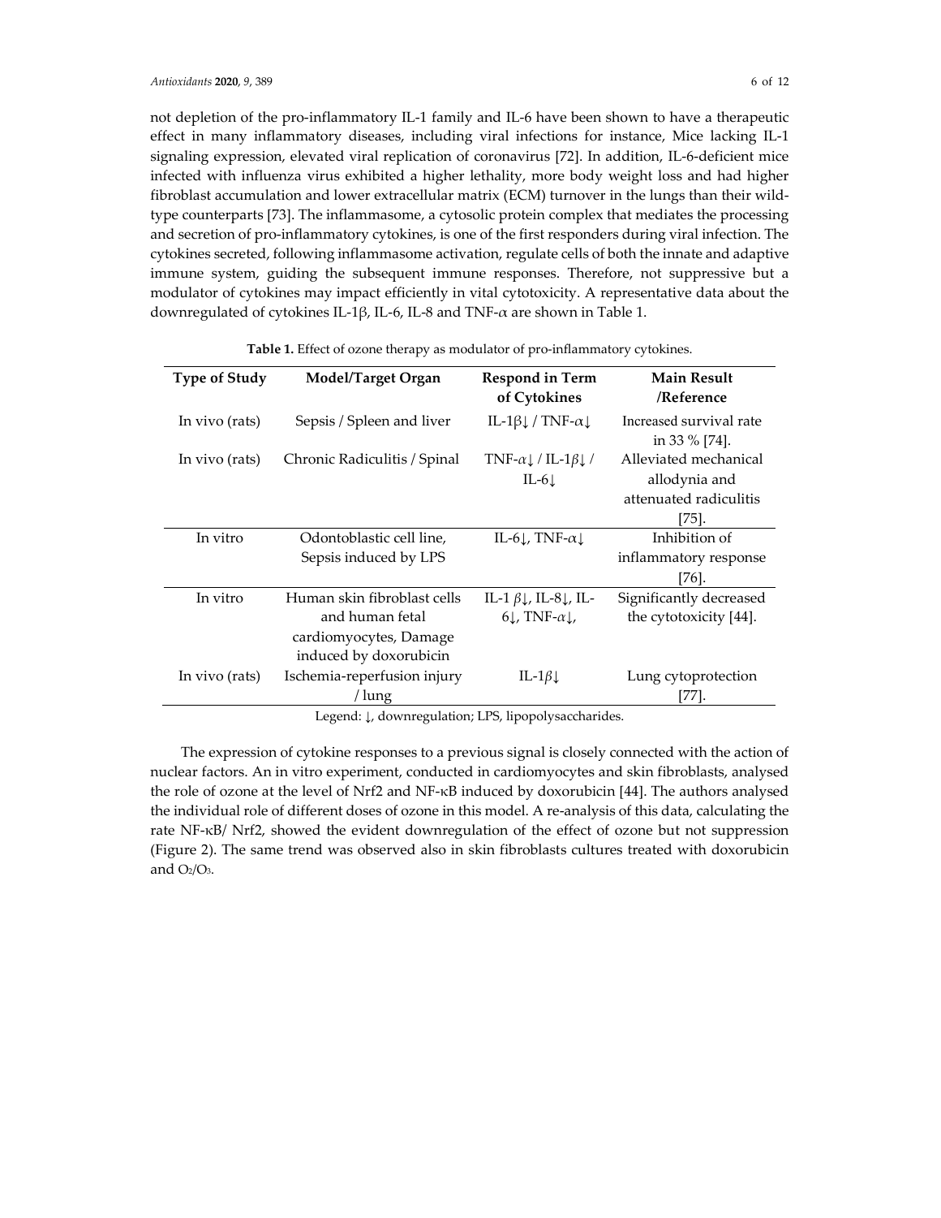not depletion of the pro-inflammatory IL-1 family and IL-6 have been shown to have a therapeutic effect in many inflammatory diseases, including viral infections for instance, Mice lacking IL-1 signaling expression, elevated viral replication of coronavirus [72]. In addition, IL-6-deficient mice infected with influenza virus exhibited a higher lethality, more body weight loss and had higher fibroblast accumulation and lower extracellular matrix (ECM) turnover in the lungs than their wild-type counterparts [73]. The inflammasome, a cytosolic protein complex that mediates the processing and secretion of pro-inflammatory cytokines, is one of the first responders during viral infection. The cytokines secreted, following inflammasome activation, regulate cells of both the innate and adaptive immune system, guiding the subsequent immune responses. Therefore, not suppressive but a modulator of cytokines may impact efficiently in vital cytotoxicity. A representative data about the downregulated of cytokines IL-1β, IL-6, IL-8 and TNF-α are shown in Table 1.

**Table 1.** Effect of ozone therapy as modulator of pro-inflammatory cytokines.

| Type of Study | Model/Target Organ | Respond in Term of Cytokines | Main Result /Reference |
|---|---|---|---|
| In vivo (rats) | Sepsis / Spleen and liver | IL-1β↓ / TNF-α↓ | Increased survival rate in 33 % [74]. |
| In vivo (rats) | Chronic Radiculitis / Spinal | TNF-α↓ / IL-1β↓ / IL-6↓ | Alleviated mechanical allodynia and attenuated radiculitis [75]. |
| In vitro | Odontoblastic cell line, Sepsis induced by LPS | IL-6↓, TNF-α↓ | Inhibition of inflammatory response [76]. |
| In vitro | Human skin fibroblast cells and human fetal cardiomyocytes, Damage induced by doxorubicin | IL-1 β↓, IL-8↓, IL-6↓, TNF-α↓, | Significantly decreased the cytotoxicity [44]. |
| In vivo (rats) | Ischemia-reperfusion injury / lung | IL-1β↓ | Lung cytoprotection [77]. |

Legend: ↓, downregulation; LPS, lipopolysaccharides.

The expression of cytokine responses to a previous signal is closely connected with the action of nuclear factors. An in vitro experiment, conducted in cardiomyocytes and skin fibroblasts, analysed the role of ozone at the level of Nrf2 and NF-κB induced by doxorubicin [44]. The authors analysed the individual role of different doses of ozone in this model. A re-analysis of this data, calculating the rate NF-κB/ Nrf2, showed the evident downregulation of the effect of ozone but not suppression (Figure 2). The same trend was observed also in skin fibroblasts cultures treated with doxorubicin and $O_2$/$O_3$.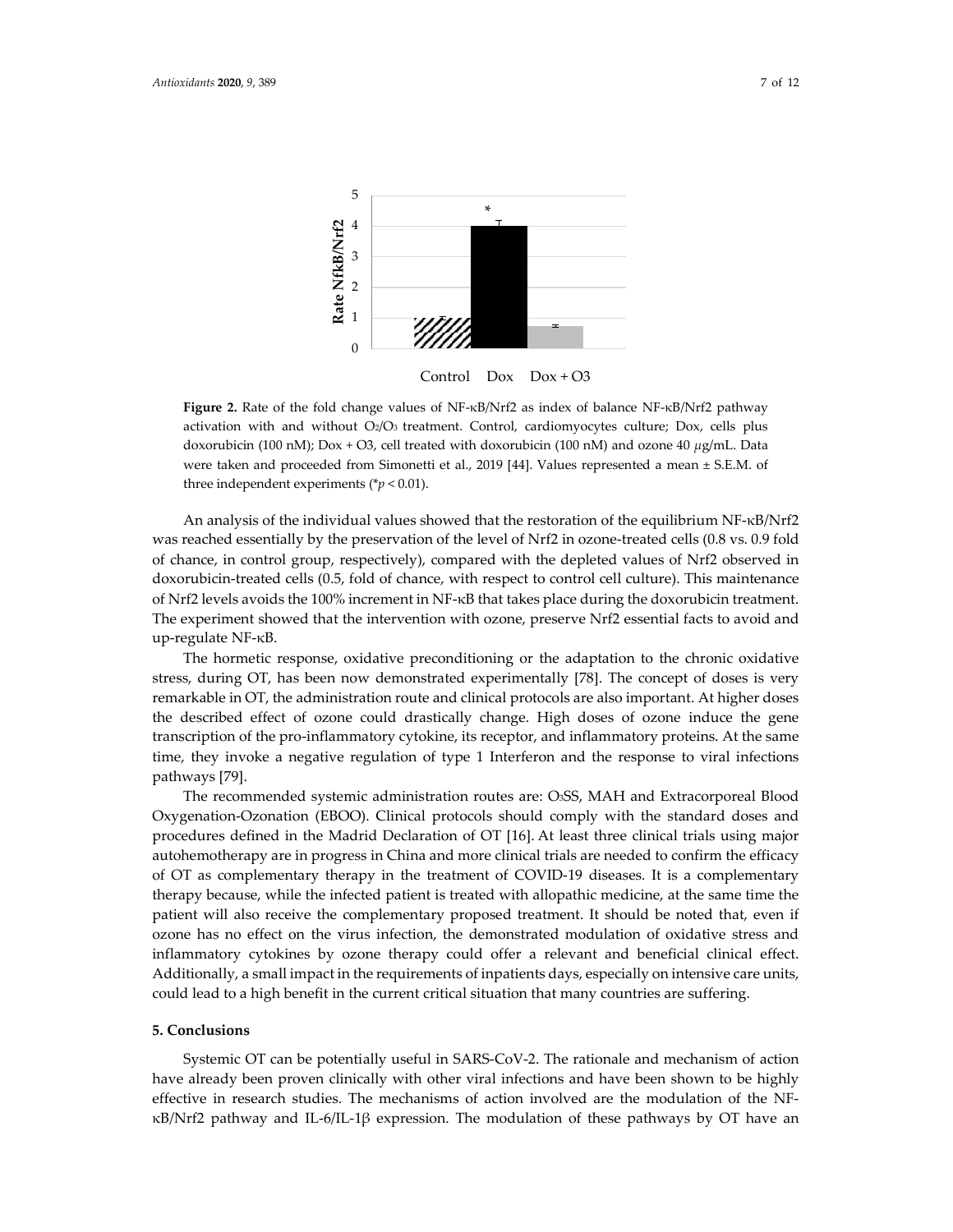**Figure 2.** Rate of the fold change values of NF-κB/Nrf2 as index of balance NF-κB/Nrf2 pathway activation with and without $O_2/O_3$ treatment. Control, cardiomyocytes culture; Dox, cells plus doxorubicin (100 nM); Dox + O3, cell treated with doxorubicin (100 nM) and ozone 40 μg/mL. Data were taken and proceeded from Simonetti et al., 2019 [44]. Values represented a mean ± S.E.M. of three independent experiments (\**p* < 0.01).

An analysis of the individual values showed that the restoration of the equilibrium NF-κB/Nrf2 was reached essentially by the preservation of the level of Nrf2 in ozone-treated cells (0.8 vs. 0.9 fold of chance, in control group, respectively), compared with the depleted values of Nrf2 observed in doxorubicin-treated cells (0.5, fold of chance, with respect to control cell culture). This maintenance of Nrf2 levels avoids the 100% increment in NF-κB that takes place during the doxorubicin treatment. The experiment showed that the intervention with ozone, preserve Nrf2 essential facts to avoid and up-regulate NF-κB.

The hormetic response, oxidative preconditioning or the adaptation to the chronic oxidative stress, during OT, has been now demonstrated experimentally [78]. The concept of doses is very remarkable in OT, the administration route and clinical protocols are also important. At higher doses the described effect of ozone could drastically change. High doses of ozone induce the gene transcription of the pro-inflammatory cytokine, its receptor, and inflammatory proteins. At the same time, they invoke a negative regulation of type 1 Interferon and the response to viral infections pathways [79].

The recommended systemic administration routes are: $O_3$SS, MAH and Extracorporeal Blood Oxygenation-Ozonation (EBOO). Clinical protocols should comply with the standard doses and procedures defined in the Madrid Declaration of OT [16]. At least three clinical trials using major autohemotherapy are in progress in China and more clinical trials are needed to confirm the efficacy of OT as complementary therapy in the treatment of COVID-19 diseases. It is a complementary therapy because, while the infected patient is treated with allopathic medicine, at the same time the patient will also receive the complementary proposed treatment. It should be noted that, even if ozone has no effect on the virus infection, the demonstrated modulation of oxidative stress and inflammatory cytokines by ozone therapy could offer a relevant and beneficial clinical effect. Additionally, a small impact in the requirements of inpatients days, especially on intensive care units, could lead to a high benefit in the current critical situation that many countries are suffering.

## 5. Conclusions

Systemic OT can be potentially useful in SARS-CoV-2. The rationale and mechanism of action have already been proven clinically with other viral infections and have been shown to be highly effective in research studies. The mechanisms of action involved are the modulation of the NF-κB/Nrf2 pathway and IL-6/IL-1β expression. The modulation of these pathways by OT have an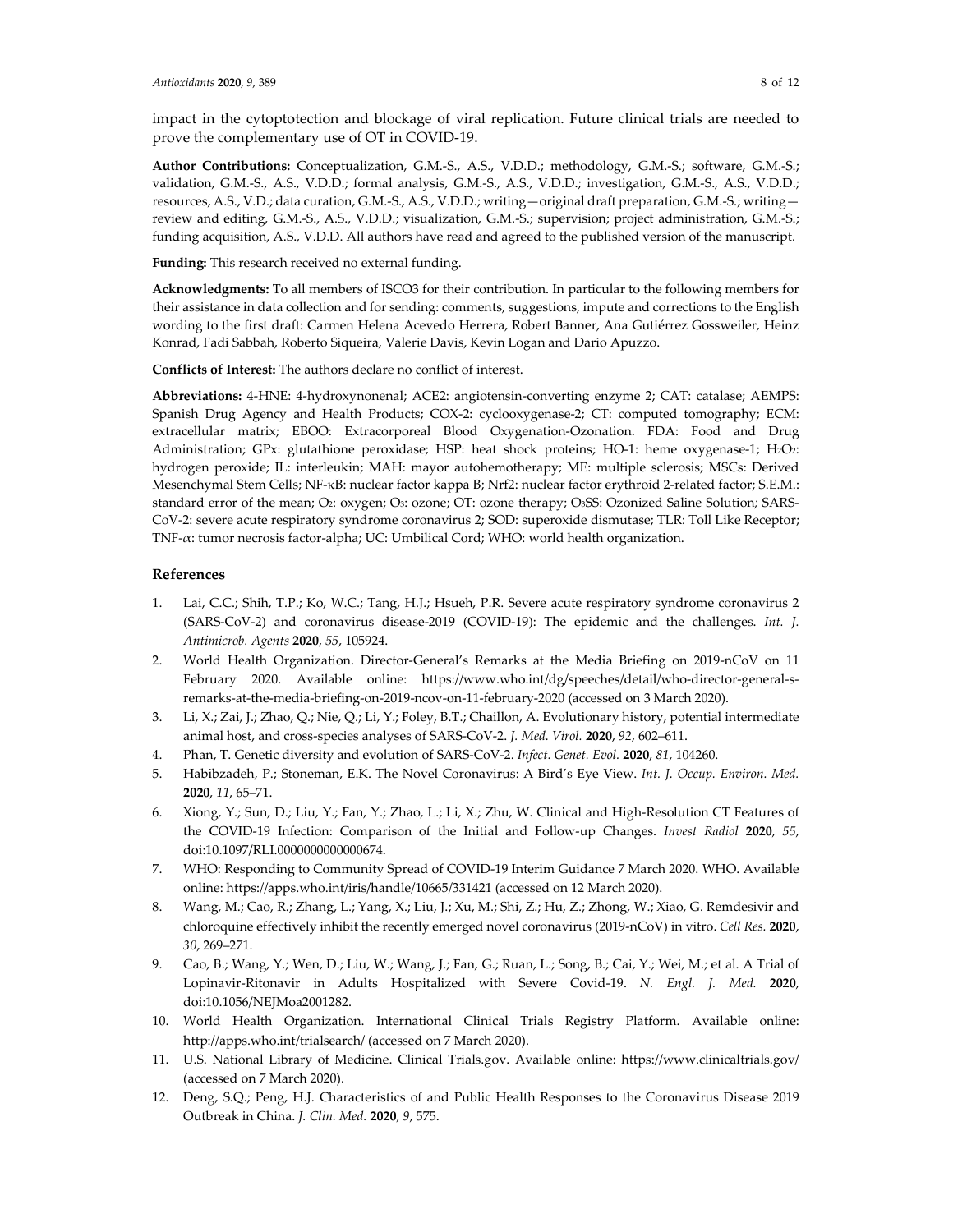impact in the cytoptotection and blockage of viral replication. Future clinical trials are needed to prove the complementary use of OT in COVID-19.

**Author Contributions:** Conceptualization, G.M.-S., A.S., V.D.D.; methodology, G.M.-S.; software, G.M.-S.; validation, G.M.-S., A.S., V.D.D.; formal analysis, G.M.-S., A.S., V.D.D.; investigation, G.M.-S., A.S., V.D.D.; resources, A.S., V.D.; data curation, G.M.-S., A.S., V.D.D.; writing—original draft preparation, G.M.-S.; writing—review and editing, G.M.-S., A.S., V.D.D.; visualization, G.M.-S.; supervision; project administration, G.M.-S.; funding acquisition, A.S., V.D.D. All authors have read and agreed to the published version of the manuscript.

**Funding:** This research received no external funding.

**Acknowledgments:** To all members of ISCO3 for their contribution. In particular to the following members for their assistance in data collection and for sending: comments, suggestions, impute and corrections to the English wording to the first draft: Carmen Helena Acevedo Herrera, Robert Banner, Ana Gutiérrez Gossweiler, Heinz Konrad, Fadi Sabbah, Roberto Siqueira, Valerie Davis, Kevin Logan and Dario Apuzzo.

**Conflicts of Interest:** The authors declare no conflict of interest.

**Abbreviations:** 4-HNE: 4-hydroxynonenal; ACE2: angiotensin-converting enzyme 2; CAT: catalase; AEMPS: Spanish Drug Agency and Health Products; COX-2: cyclooxygenase-2; CT: computed tomography; ECM: extracellular matrix; EBOO: Extracorporeal Blood Oxygenation-Ozonation. FDA: Food and Drug Administration; GPx: glutathione peroxidase; HSP: heat shock proteins; HO-1: heme oxygenase-1; $H_2O_2$: hydrogen peroxide; IL: interleukin; MAH: mayor autohemotherapy; ME: multiple sclerosis; MSCs: Derived Mesenchymal Stem Cells; NF-κB: nuclear factor kappa B; Nrf2: nuclear factor erythroid 2-related factor; S.E.M.: standard error of the mean; $O_2$: oxygen; $O_3$: ozone; OT: ozone therapy; $O_3$SS: Ozonized Saline Solution; SARS-CoV-2: severe acute respiratory syndrome coronavirus 2; SOD: superoxide dismutase; TLR: Toll Like Receptor; TNF-$\alpha$: tumor necrosis factor-alpha; UC: Umbilical Cord; WHO: world health organization.

## References

1. Lai, C.C.; Shih, T.P.; Ko, W.C.; Tang, H.J.; Hsueh, P.R. Severe acute respiratory syndrome coronavirus 2 (SARS-CoV-2) and coronavirus disease-2019 (COVID-19): The epidemic and the challenges. *Int. J. Antimicrob. Agents* **2020**, *55*, 105924.
2. World Health Organization. Director-General's Remarks at the Media Briefing on 2019-nCoV on 11 February 2020. Available online: https://www.who.int/dg/speeches/detail/who-director-general-s-remarks-at-the-media-briefing-on-2019-ncov-on-11-february-2020 (accessed on 3 March 2020).
3. Li, X.; Zai, J.; Zhao, Q.; Nie, Q.; Li, Y.; Foley, B.T.; Chaillon, A. Evolutionary history, potential intermediate animal host, and cross-species analyses of SARS-CoV-2. *J. Med. Virol.* **2020**, *92*, 602–611.
4. Phan, T. Genetic diversity and evolution of SARS-CoV-2. *Infect. Genet. Evol.* **2020**, *81*, 104260.
5. Habibzadeh, P.; Stoneman, E.K. The Novel Coronavirus: A Bird's Eye View. *Int. J. Occup. Environ. Med.* **2020**, *11*, 65–71.
6. Xiong, Y.; Sun, D.; Liu, Y.; Fan, Y.; Zhao, L.; Li, X.; Zhu, W. Clinical and High-Resolution CT Features of the COVID-19 Infection: Comparison of the Initial and Follow-up Changes. *Invest Radiol* **2020**, *55*, doi:10.1097/RLI.0000000000000674.
7. WHO: Responding to Community Spread of COVID-19 Interim Guidance 7 March 2020. WHO. Available online: https://apps.who.int/iris/handle/10665/331421 (accessed on 12 March 2020).
8. Wang, M.; Cao, R.; Zhang, L.; Yang, X.; Liu, J.; Xu, M.; Shi, Z.; Hu, Z.; Zhong, W.; Xiao, G. Remdesivir and chloroquine effectively inhibit the recently emerged novel coronavirus (2019-nCoV) in vitro. *Cell Res.* **2020**, *30*, 269–271.
9. Cao, B.; Wang, Y.; Wen, D.; Liu, W.; Wang, J.; Fan, G.; Ruan, L.; Song, B.; Cai, Y.; Wei, M.; et al. A Trial of Lopinavir-Ritonavir in Adults Hospitalized with Severe Covid-19. *N. Engl. J. Med.* **2020**, doi:10.1056/NEJMoa2001282.
10. World Health Organization. International Clinical Trials Registry Platform. Available online: http://apps.who.int/trialsearch/ (accessed on 7 March 2020).
11. U.S. National Library of Medicine. Clinical Trials.gov. Available online: https://www.clinicaltrials.gov/ (accessed on 7 March 2020).
12. Deng, S.Q.; Peng, H.J. Characteristics of and Public Health Responses to the Coronavirus Disease 2019 Outbreak in China. *J. Clin. Med.* **2020**, *9*, 575.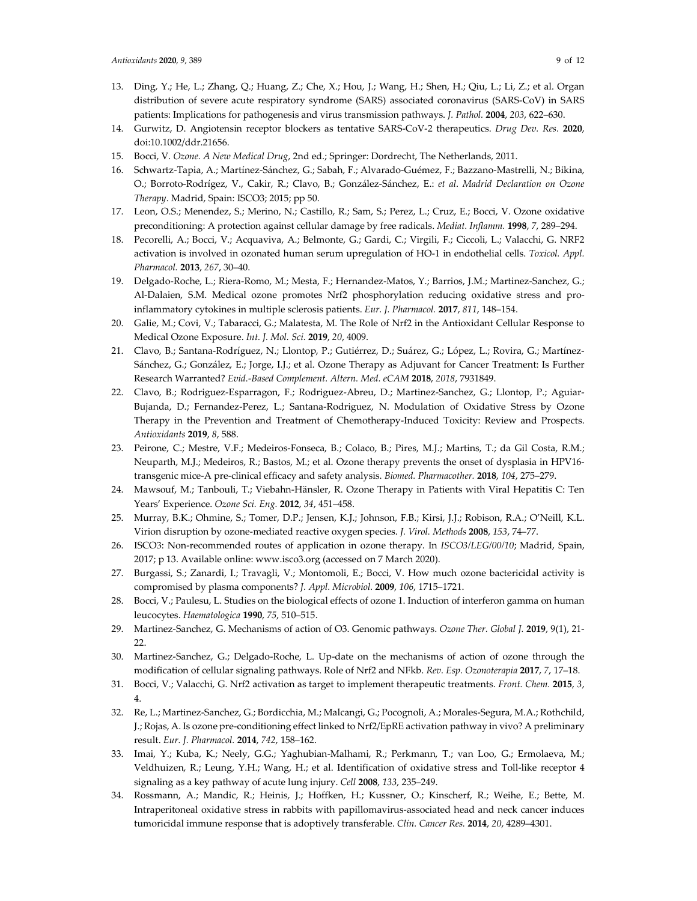13. Ding, Y.; He, L.; Zhang, Q.; Huang, Z.; Che, X.; Hou, J.; Wang, H.; Shen, H.; Qiu, L.; Li, Z.; et al. Organ distribution of severe acute respiratory syndrome (SARS) associated coronavirus (SARS-CoV) in SARS patients: Implications for pathogenesis and virus transmission pathways. *J. Pathol.* **2004**, *203*, 622–630.
14. Gurwitz, D. Angiotensin receptor blockers as tentative SARS-CoV-2 therapeutics. *Drug Dev. Res.* **2020**, doi:10.1002/ddr.21656.
15. Bocci, V. *Ozone. A New Medical Drug*, 2nd ed.; Springer: Dordrecht, The Netherlands, 2011.
16. Schwartz-Tapia, A.; Martínez-Sánchez, G.; Sabah, F.; Alvarado-Guémez, F.; Bazzano-Mastrelli, N.; Bikina, O.; Borroto-Rodrígez, V., Cakir, R.; Clavo, B.; González-Sánchez, E.: *et al*. *Madrid Declaration on Ozone Therapy*. Madrid, Spain: ISCO3; 2015; pp 50.
17. Leon, O.S.; Menendez, S.; Merino, N.; Castillo, R.; Sam, S.; Perez, L.; Cruz, E.; Bocci, V. Ozone oxidative preconditioning: A protection against cellular damage by free radicals. *Mediat. Inflamm.* **1998**, *7*, 289–294.
18. Pecorelli, A.; Bocci, V.; Acquaviva, A.; Belmonte, G.; Gardi, C.; Virgili, F.; Ciccoli, L.; Valacchi, G. NRF2 activation is involved in ozonated human serum upregulation of HO-1 in endothelial cells. *Toxicol. Appl. Pharmacol.* **2013**, *267*, 30–40.
19. Delgado-Roche, L.; Riera-Romo, M.; Mesta, F.; Hernandez-Matos, Y.; Barrios, J.M.; Martinez-Sanchez, G.; Al-Dalaien, S.M. Medical ozone promotes Nrf2 phosphorylation reducing oxidative stress and pro-inflammatory cytokines in multiple sclerosis patients. *Eur. J. Pharmacol.* **2017**, *811*, 148–154.
20. Galie, M.; Covi, V.; Tabaracci, G.; Malatesta, M. The Role of Nrf2 in the Antioxidant Cellular Response to Medical Ozone Exposure. *Int. J. Mol. Sci.* **2019**, *20*, 4009.
21. Clavo, B.; Santana-Rodríguez, N.; Llontop, P.; Gutiérrez, D.; Suárez, G.; López, L.; Rovira, G.; Martínez-Sánchez, G.; González, E.; Jorge, I.J.; et al. Ozone Therapy as Adjuvant for Cancer Treatment: Is Further Research Warranted? *Evid.-Based Complement. Altern. Med. eCAM* **2018**, *2018*, 7931849.
22. Clavo, B.; Rodriguez-Esparragon, F.; Rodriguez-Abreu, D.; Martinez-Sanchez, G.; Llontop, P.; Aguiar-Bujanda, D.; Fernandez-Perez, L.; Santana-Rodriguez, N. Modulation of Oxidative Stress by Ozone Therapy in the Prevention and Treatment of Chemotherapy-Induced Toxicity: Review and Prospects. *Antioxidants* **2019**, *8*, 588.
23. Peirone, C.; Mestre, V.F.; Medeiros-Fonseca, B.; Colaco, B.; Pires, M.J.; Martins, T.; da Gil Costa, R.M.; Neuparth, M.J.; Medeiros, R.; Bastos, M.; et al. Ozone therapy prevents the onset of dysplasia in HPV16-transgenic mice-A pre-clinical efficacy and safety analysis. *Biomed. Pharmacother.* **2018**, *104*, 275–279.
24. Mawsouf, M.; Tanbouli, T.; Viebahn-Hänsler, R. Ozone Therapy in Patients with Viral Hepatitis C: Ten Years' Experience. *Ozone Sci. Eng.* **2012**, *34*, 451–458.
25. Murray, B.K.; Ohmine, S.; Tomer, D.P.; Jensen, K.J.; Johnson, F.B.; Kirsi, J.J.; Robison, R.A.; O'Neill, K.L. Virion disruption by ozone-mediated reactive oxygen species. *J. Virol. Methods* **2008**, *153*, 74–77.
26. ISCO3: Non-recommended routes of application in ozone therapy. In *ISCO3/LEG/00/10*; Madrid, Spain, 2017; p 13. Available online: www.isco3.org (accessed on 7 March 2020).
27. Burgassi, S.; Zanardi, I.; Travagli, V.; Montomoli, E.; Bocci, V. How much ozone bactericidal activity is compromised by plasma components? *J. Appl. Microbiol.* **2009**, *106*, 1715–1721.
28. Bocci, V.; Paulesu, L. Studies on the biological effects of ozone 1. Induction of interferon gamma on human leucocytes. *Haematologica* **1990**, *75*, 510–515.
29. Martinez-Sanchez, G. Mechanisms of action of O3. Genomic pathways. *Ozone Ther. Global J.* **2019**, 9(1), 21-22.
30. Martinez-Sanchez, G.; Delgado-Roche, L. Up-date on the mechanisms of action of ozone through the modification of cellular signaling pathways. Role of Nrf2 and NFkb. *Rev. Esp. Ozonoterapia* **2017**, *7*, 17–18.
31. Bocci, V.; Valacchi, G. Nrf2 activation as target to implement therapeutic treatments. *Front. Chem.* **2015**, *3*, 4.
32. Re, L.; Martinez-Sanchez, G.; Bordicchia, M.; Malcangi, G.; Pocognoli, A.; Morales-Segura, M.A.; Rothchild, J.; Rojas, A. Is ozone pre-conditioning effect linked to Nrf2/EpRE activation pathway in vivo? A preliminary result. *Eur. J. Pharmacol.* **2014**, *742*, 158–162.
33. Imai, Y.; Kuba, K.; Neely, G.G.; Yaghubian-Malhami, R.; Perkmann, T.; van Loo, G.; Ermolaeva, M.; Veldhuizen, R.; Leung, Y.H.; Wang, H.; et al. Identification of oxidative stress and Toll-like receptor 4 signaling as a key pathway of acute lung injury. *Cell* **2008**, *133*, 235–249.
34. Rossmann, A.; Mandic, R.; Heinis, J.; Hoffken, H.; Kussner, O.; Kinscherf, R.; Weihe, E.; Bette, M. Intraperitoneal oxidative stress in rabbits with papillomavirus-associated head and neck cancer induces tumoricidal immune response that is adoptively transferable. *Clin. Cancer Res.* **2014**, *20*, 4289–4301.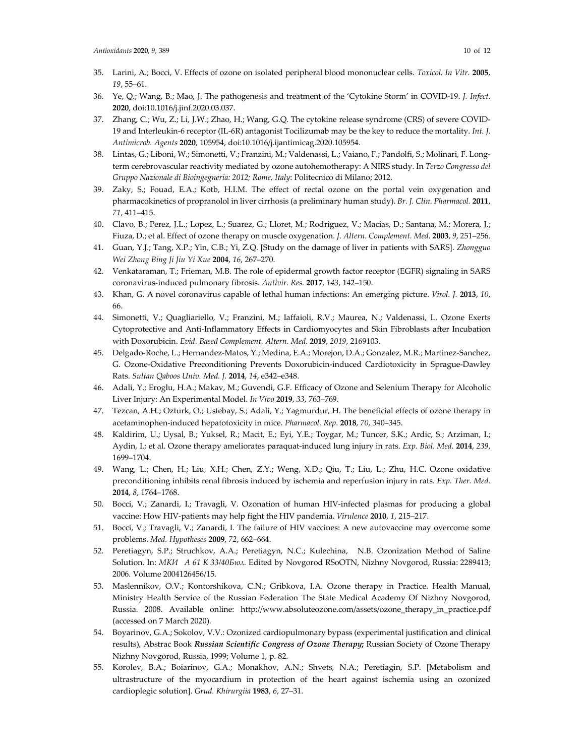35. Larini, A.; Bocci, V. Effects of ozone on isolated peripheral blood mononuclear cells. *Toxicol. In Vitr.* **2005**, *19*, 55–61.
36. Ye, Q.; Wang, B.; Mao, J. The pathogenesis and treatment of the 'Cytokine Storm' in COVID-19. *J. Infect.* **2020**, doi:10.1016/j.jinf.2020.03.037.
37. Zhang, C.; Wu, Z.; Li, J.W.; Zhao, H.; Wang, G.Q. The cytokine release syndrome (CRS) of severe COVID-19 and Interleukin-6 receptor (IL-6R) antagonist Tocilizumab may be the key to reduce the mortality. *Int. J. Antimicrob. Agents* **2020**, 105954, doi:10.1016/j.ijantimicag.2020.105954.
38. Lintas, G.; Liboni, W.; Simonetti, V.; Franzini, M.; Valdenassi, L.; Vaiano, F.; Pandolfi, S.; Molinari, F. Long-term cerebrovascular reactivity mediated by ozone autohemotherapy: A NIRS study. In *Terzo Congresso del Gruppo Nazionale di Bioingegneria: 2012; Rome, Italy*: Politecnico di Milano; 2012.
39. Zaky, S.; Fouad, E.A.; Kotb, H.I.M. The effect of rectal ozone on the portal vein oxygenation and pharmacokinetics of propranolol in liver cirrhosis (a preliminary human study). *Br. J. Clin. Pharmacol.* **2011**, *71*, 411–415.
40. Clavo, B.; Perez, J.L.; Lopez, L.; Suarez, G.; Lloret, M.; Rodriguez, V.; Macias, D.; Santana, M.; Morera, J.; Fiuza, D.; et al. Effect of ozone therapy on muscle oxygenation. *J. Altern. Complement. Med.* **2003**, *9*, 251–256.
41. Guan, Y.J.; Tang, X.P.; Yin, C.B.; Yi, Z.Q. [Study on the damage of liver in patients with SARS]. *Zhongguo Wei Zhong Bing Ji Jiu Yi Xue* **2004**, *16*, 267–270.
42. Venkataraman, T.; Frieman, M.B. The role of epidermal growth factor receptor (EGFR) signaling in SARS coronavirus-induced pulmonary fibrosis. *Antivir. Res.* **2017**, *143*, 142–150.
43. Khan, G. A novel coronavirus capable of lethal human infections: An emerging picture. *Virol. J.* **2013**, *10*, 66.
44. Simonetti, V.; Quagliariello, V.; Franzini, M.; Iaffaioli, R.V.; Maurea, N.; Valdenassi, L. Ozone Exerts Cytoprotective and Anti-Inflammatory Effects in Cardiomyocytes and Skin Fibroblasts after Incubation with Doxorubicin. *Evid. Based Complement. Altern. Med.* **2019**, *2019*, 2169103.
45. Delgado-Roche, L.; Hernandez-Matos, Y.; Medina, E.A.; Morejon, D.A.; Gonzalez, M.R.; Martinez-Sanchez, G. Ozone-Oxidative Preconditioning Prevents Doxorubicin-induced Cardiotoxicity in Sprague-Dawley Rats. *Sultan Qaboos Univ. Med. J.* **2014**, *14*, e342–e348.
46. Adali, Y.; Eroglu, H.A.; Makav, M.; Guvendi, G.F. Efficacy of Ozone and Selenium Therapy for Alcoholic Liver Injury: An Experimental Model. *In Vivo* **2019**, *33*, 763–769.
47. Tezcan, A.H.; Ozturk, O.; Ustebay, S.; Adali, Y.; Yagmurdur, H. The beneficial effects of ozone therapy in acetaminophen-induced hepatotoxicity in mice. *Pharmacol. Rep.* **2018**, *70*, 340–345.
48. Kaldirim, U.; Uysal, B.; Yuksel, R.; Macit, E.; Eyi, Y.E.; Toygar, M.; Tuncer, S.K.; Ardic, S.; Arziman, I.; Aydin, I.; et al. Ozone therapy ameliorates paraquat-induced lung injury in rats. *Exp. Biol. Med.* **2014**, *239*, 1699–1704.
49. Wang, L.; Chen, H.; Liu, X.H.; Chen, Z.Y.; Weng, X.D.; Qiu, T.; Liu, L.; Zhu, H.C. Ozone oxidative preconditioning inhibits renal fibrosis induced by ischemia and reperfusion injury in rats. *Exp. Ther. Med.* **2014**, *8*, 1764–1768.
50. Bocci, V.; Zanardi, I.; Travagli, V. Ozonation of human HIV-infected plasmas for producing a global vaccine: How HIV-patients may help fight the HIV pandemia. *Virulence* **2010**, *1*, 215–217.
51. Bocci, V.; Travagli, V.; Zanardi, I. The failure of HIV vaccines: A new autovaccine may overcome some problems. *Med. Hypotheses* **2009**, *72*, 662–664.
52. Peretiagyn, S.P.; Struchkov, A.A.; Peretiagyn, N.C.; Kulechina, N.B. Ozonization Method of Saline Solution. In: *МКИ A 61 K 33/40Бюл.* Edited by Novgorod RSoOTN, Nizhny Novgorod, Russia: 2289413; 2006. Volume 2004126456/15.
53. Maslennikov, O.V.; Kontorshikova, C.N.; Gribkova, I.A. Ozone therapy in Practice. Health Manual, Ministry Health Service of the Russian Federation The State Medical Academy Of Nizhny Novgorod, Russia. 2008. Available online: http://www.absoluteozone.com/assets/ozone_therapy_in_practice.pdf (accessed on 7 March 2020).
54. Boyarinov, G.A.; Sokolov, V.V.: Ozonized cardiopulmonary bypass (experimental justification and clinical results), Abstrac Book ***Russian Scientific Congress of Ozone Therapy*;** Russian Society of Ozone Therapy Nizhny Novgorod, Russia, 1999; Volume 1, p. 82.
55. Korolev, B.A.; Boiarinov, G.A.; Monakhov, A.N.; Shvets, N.A.; Peretiagin, S.P. [Metabolism and ultrastructure of the myocardium in protection of the heart against ischemia using an ozonized cardioplegic solution]. *Grud. Khirurgiia* **1983**, *6*, 27–31.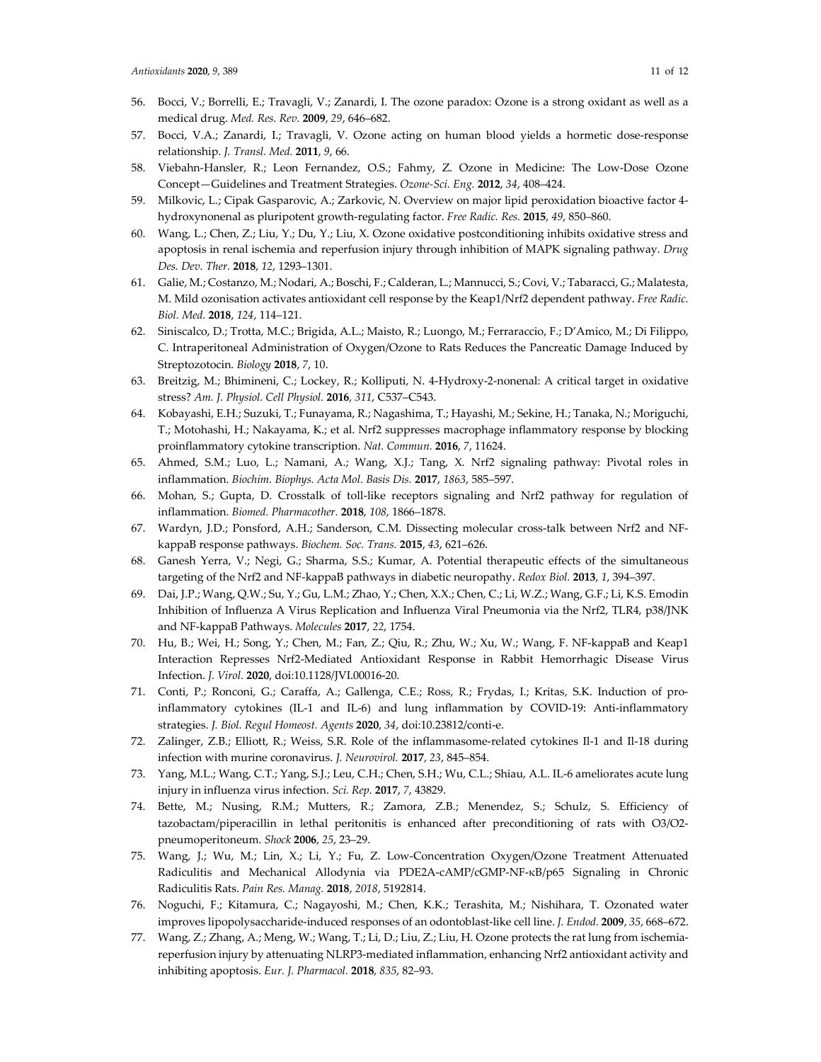56. Bocci, V.; Borrelli, E.; Travagli, V.; Zanardi, I. The ozone paradox: Ozone is a strong oxidant as well as a medical drug. *Med. Res. Rev.* **2009**, *29*, 646–682.
57. Bocci, V.A.; Zanardi, I.; Travagli, V. Ozone acting on human blood yields a hormetic dose-response relationship. *J. Transl. Med.* **2011**, *9*, 66.
58. Viebahn-Hansler, R.; Leon Fernandez, O.S.; Fahmy, Z. Ozone in Medicine: The Low-Dose Ozone Concept—Guidelines and Treatment Strategies. *Ozone-Sci. Eng.* **2012**, *34*, 408–424.
59. Milkovic, L.; Cipak Gasparovic, A.; Zarkovic, N. Overview on major lipid peroxidation bioactive factor 4-hydroxynonenal as pluripotent growth-regulating factor. *Free Radic. Res.* **2015**, *49*, 850–860.
60. Wang, L.; Chen, Z.; Liu, Y.; Du, Y.; Liu, X. Ozone oxidative postconditioning inhibits oxidative stress and apoptosis in renal ischemia and reperfusion injury through inhibition of MAPK signaling pathway. *Drug Des. Dev. Ther.* **2018**, *12*, 1293–1301.
61. Galie, M.; Costanzo, M.; Nodari, A.; Boschi, F.; Calderan, L.; Mannucci, S.; Covi, V.; Tabaracci, G.; Malatesta, M. Mild ozonisation activates antioxidant cell response by the Keap1/Nrf2 dependent pathway. *Free Radic. Biol. Med.* **2018**, *124*, 114–121.
62. Siniscalco, D.; Trotta, M.C.; Brigida, A.L.; Maisto, R.; Luongo, M.; Ferraraccio, F.; D'Amico, M.; Di Filippo, C. Intraperitoneal Administration of Oxygen/Ozone to Rats Reduces the Pancreatic Damage Induced by Streptozotocin. *Biology* **2018**, *7*, 10.
63. Breitzig, M.; Bhimineni, C.; Lockey, R.; Kolliputi, N. 4-Hydroxy-2-nonenal: A critical target in oxidative stress? *Am. J. Physiol. Cell Physiol.* **2016**, *311*, C537–C543.
64. Kobayashi, E.H.; Suzuki, T.; Funayama, R.; Nagashima, T.; Hayashi, M.; Sekine, H.; Tanaka, N.; Moriguchi, T.; Motohashi, H.; Nakayama, K.; et al. Nrf2 suppresses macrophage inflammatory response by blocking proinflammatory cytokine transcription. *Nat. Commun.* **2016**, *7*, 11624.
65. Ahmed, S.M.; Luo, L.; Namani, A.; Wang, X.J.; Tang, X. Nrf2 signaling pathway: Pivotal roles in inflammation. *Biochim. Biophys. Acta Mol. Basis Dis.* **2017**, *1863*, 585–597.
66. Mohan, S.; Gupta, D. Crosstalk of toll-like receptors signaling and Nrf2 pathway for regulation of inflammation. *Biomed. Pharmacother.* **2018**, *108*, 1866–1878.
67. Wardyn, J.D.; Ponsford, A.H.; Sanderson, C.M. Dissecting molecular cross-talk between Nrf2 and NF-kappaB response pathways. *Biochem. Soc. Trans.* **2015**, *43*, 621–626.
68. Ganesh Yerra, V.; Negi, G.; Sharma, S.S.; Kumar, A. Potential therapeutic effects of the simultaneous targeting of the Nrf2 and NF-kappaB pathways in diabetic neuropathy. *Redox Biol.* **2013**, *1*, 394–397.
69. Dai, J.P.; Wang, Q.W.; Su, Y.; Gu, L.M.; Zhao, Y.; Chen, X.X.; Chen, C.; Li, W.Z.; Wang, G.F.; Li, K.S. Emodin Inhibition of Influenza A Virus Replication and Influenza Viral Pneumonia via the Nrf2, TLR4, p38/JNK and NF-kappaB Pathways. *Molecules* **2017**, *22*, 1754.
70. Hu, B.; Wei, H.; Song, Y.; Chen, M.; Fan, Z.; Qiu, R.; Zhu, W.; Xu, W.; Wang, F. NF-kappaB and Keap1 Interaction Represses Nrf2-Mediated Antioxidant Response in Rabbit Hemorrhagic Disease Virus Infection. *J. Virol.* **2020**, doi:10.1128/JVI.00016-20.
71. Conti, P.; Ronconi, G.; Caraffa, A.; Gallenga, C.E.; Ross, R.; Frydas, I.; Kritas, S.K. Induction of pro-inflammatory cytokines (IL-1 and IL-6) and lung inflammation by COVID-19: Anti-inflammatory strategies. *J. Biol. Regul Homeost. Agents* **2020**, *34*, doi:10.23812/conti-e.
72. Zalinger, Z.B.; Elliott, R.; Weiss, S.R. Role of the inflammasome-related cytokines Il-1 and Il-18 during infection with murine coronavirus. *J. Neurovirol.* **2017**, *23*, 845–854.
73. Yang, M.L.; Wang, C.T.; Yang, S.J.; Leu, C.H.; Chen, S.H.; Wu, C.L.; Shiau, A.L. IL-6 ameliorates acute lung injury in influenza virus infection. *Sci. Rep.* **2017**, *7*, 43829.
74. Bette, M.; Nusing, R.M.; Mutters, R.; Zamora, Z.B.; Menendez, S.; Schulz, S. Efficiency of tazobactam/piperacillin in lethal peritonitis is enhanced after preconditioning of rats with O3/O2-pneumoperitoneum. *Shock* **2006**, *25*, 23–29.
75. Wang, J.; Wu, M.; Lin, X.; Li, Y.; Fu, Z. Low-Concentration Oxygen/Ozone Treatment Attenuated Radiculitis and Mechanical Allodynia via PDE2A-cAMP/cGMP-NF-κB/p65 Signaling in Chronic Radiculitis Rats. *Pain Res. Manag.* **2018**, *2018*, 5192814.
76. Noguchi, F.; Kitamura, C.; Nagayoshi, M.; Chen, K.K.; Terashita, M.; Nishihara, T. Ozonated water improves lipopolysaccharide-induced responses of an odontoblast-like cell line. *J. Endod.* **2009**, *35*, 668–672.
77. Wang, Z.; Zhang, A.; Meng, W.; Wang, T.; Li, D.; Liu, Z.; Liu, H. Ozone protects the rat lung from ischemia-reperfusion injury by attenuating NLRP3-mediated inflammation, enhancing Nrf2 antioxidant activity and inhibiting apoptosis. *Eur. J. Pharmacol.* **2018**, *835*, 82–93.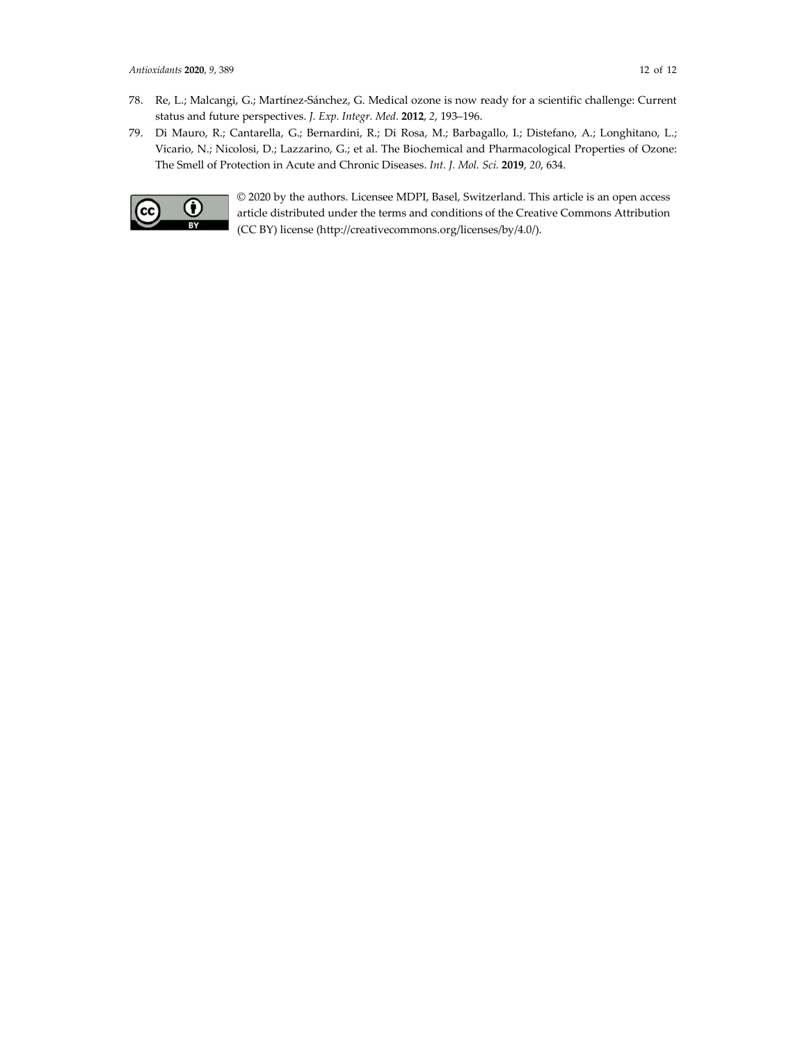78. Re, L.; Malcangi, G.; Martínez-Sánchez, G. Medical ozone is now ready for a scientific challenge: Current status and future perspectives. *J. Exp. Integr. Med.* **2012**, *2*, 193–196.
79. Di Mauro, R.; Cantarella, G.; Bernardini, R.; Di Rosa, M.; Barbagallo, I.; Distefano, A.; Longhitano, L.; Vicario, N.; Nicolosi, D.; Lazzarino, G.; et al. The Biochemical and Pharmacological Properties of Ozone: The Smell of Protection in Acute and Chronic Diseases. *Int. J. Mol. Sci.* **2019**, *20*, 634.

© 2020 by the authors. Licensee MDPI, Basel, Switzerland. This article is an open access article distributed under the terms and conditions of the Creative Commons Attribution (CC BY) license (http://creativecommons.org/licenses/by/4.0/).